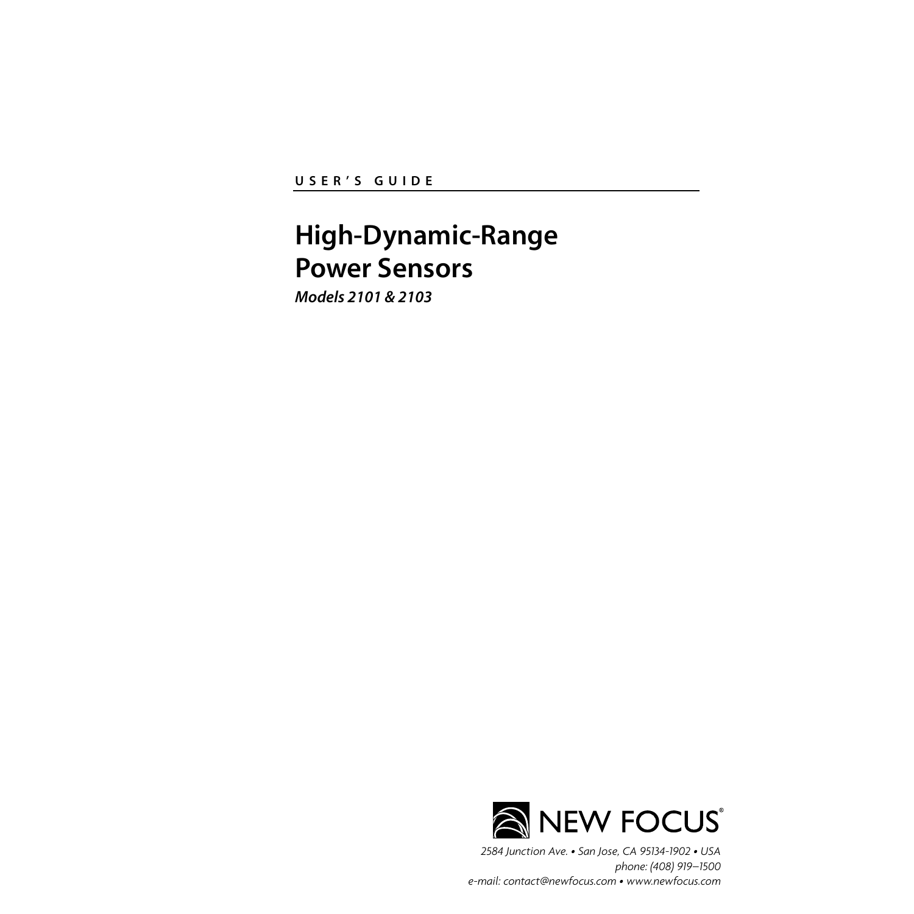USER'S GUIDE

# High-Dynamic-Range Power Sensors

***Models 2101 & 2103***

NEW FOCUS®

*2584 Junction Ave. • San Jose, CA 95134-1902 • USA*
*phone: (408) 919–1500*
*e-mail: contact@newfocus.com • www.newfocus.com*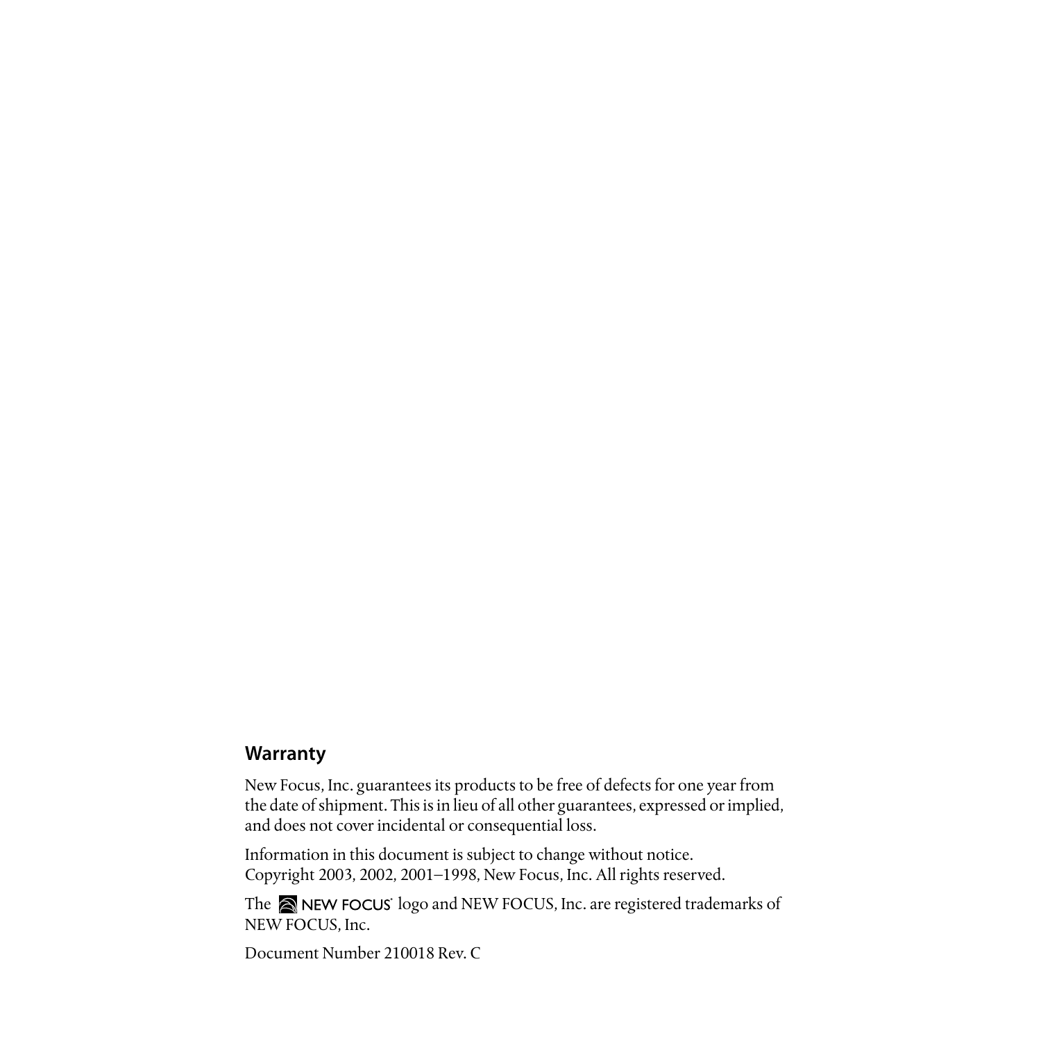## Warranty

New Focus, Inc. guarantees its products to be free of defects for one year from the date of shipment. This is in lieu of all other guarantees, expressed or implied, and does not cover incidental or consequential loss.

Information in this document is subject to change without notice.
Copyright 2003, 2002, 2001–1998, New Focus, Inc. All rights reserved.

The NEW FOCUS® logo and NEW FOCUS, Inc. are registered trademarks of NEW FOCUS, Inc.

Document Number 210018 Rev. C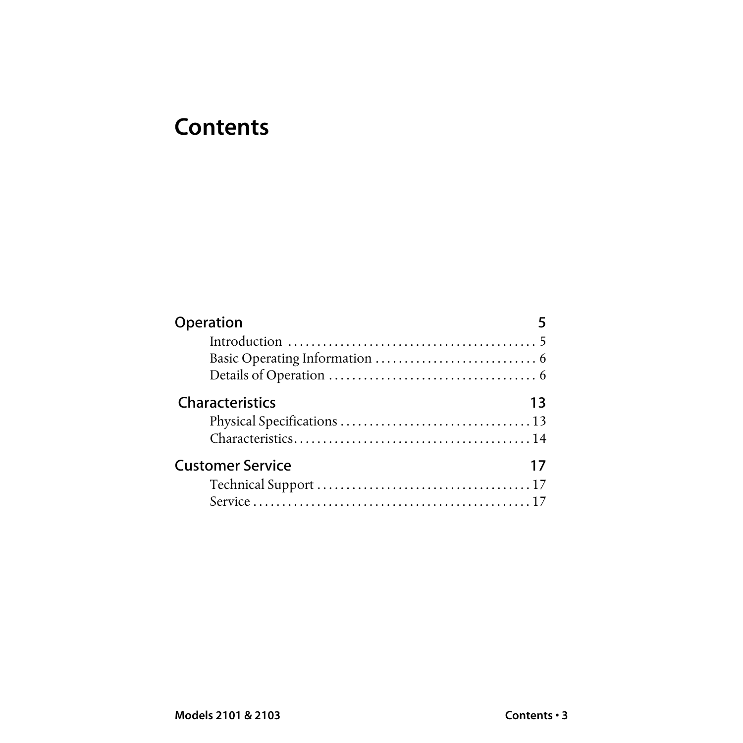# Contents

**Operation** — 5

- Introduction . . . . . . . . . . 5
- Basic Operating Information . . . . . . . . . . 6
- Details of Operation . . . . . . . . . . 6

**Characteristics** — 13

- Physical Specifications . . . . . . . . . . 13
- Characteristics . . . . . . . . . . 14

**Customer Service** — 17

- Technical Support . . . . . . . . . . 17
- Service . . . . . . . . . . 17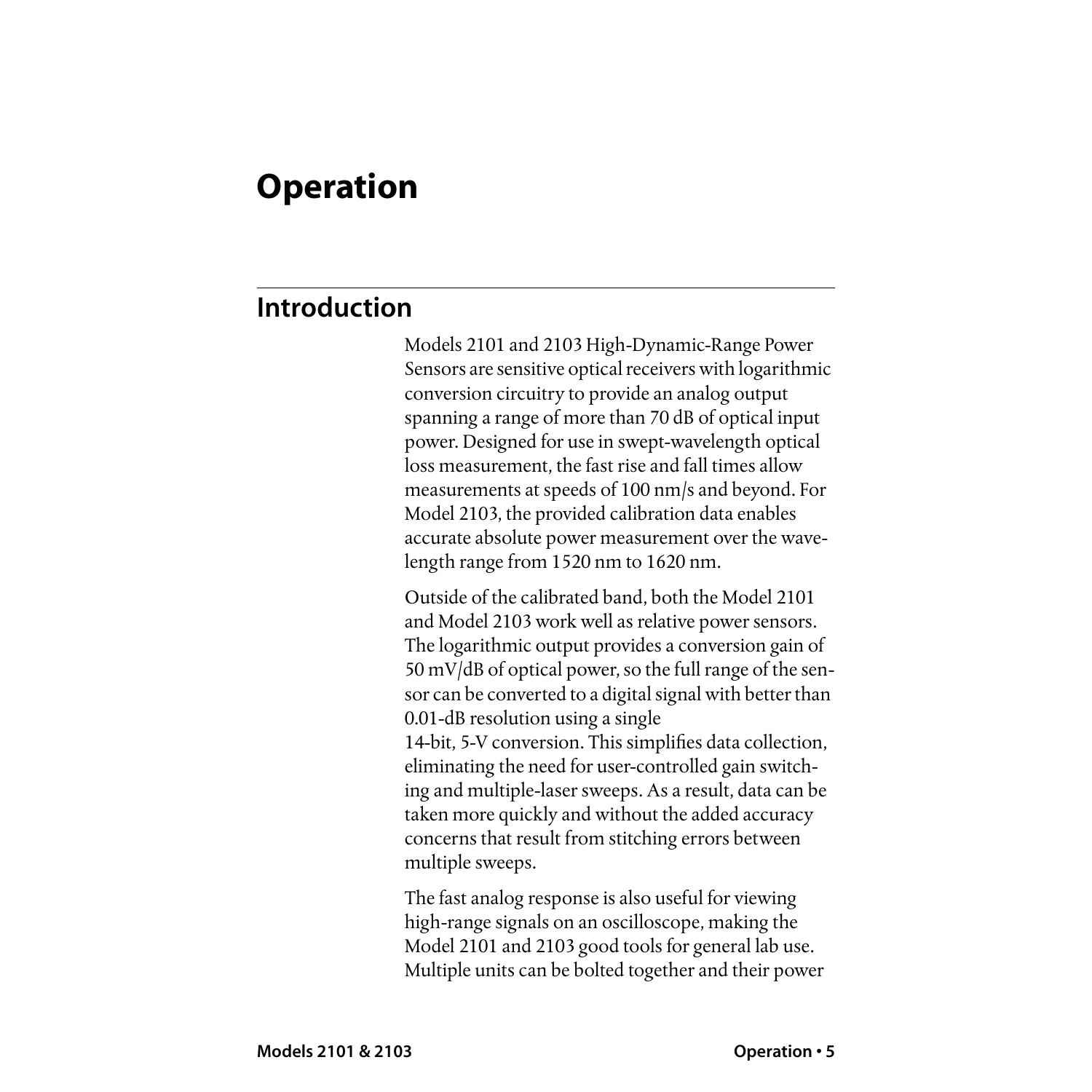# Operation

## Introduction

Models 2101 and 2103 High-Dynamic-Range Power Sensors are sensitive optical receivers with logarithmic conversion circuitry to provide an analog output spanning a range of more than 70 dB of optical input power. Designed for use in swept-wavelength optical loss measurement, the fast rise and fall times allow measurements at speeds of 100 nm/s and beyond. For Model 2103, the provided calibration data enables accurate absolute power measurement over the wavelength range from 1520 nm to 1620 nm.

Outside of the calibrated band, both the Model 2101 and Model 2103 work well as relative power sensors. The logarithmic output provides a conversion gain of 50 mV/dB of optical power, so the full range of the sensor can be converted to a digital signal with better than 0.01-dB resolution using a single 14-bit, 5-V conversion. This simplifies data collection, eliminating the need for user-controlled gain switching and multiple-laser sweeps. As a result, data can be taken more quickly and without the added accuracy concerns that result from stitching errors between multiple sweeps.

The fast analog response is also useful for viewing high-range signals on an oscilloscope, making the Model 2101 and 2103 good tools for general lab use. Multiple units can be bolted together and their power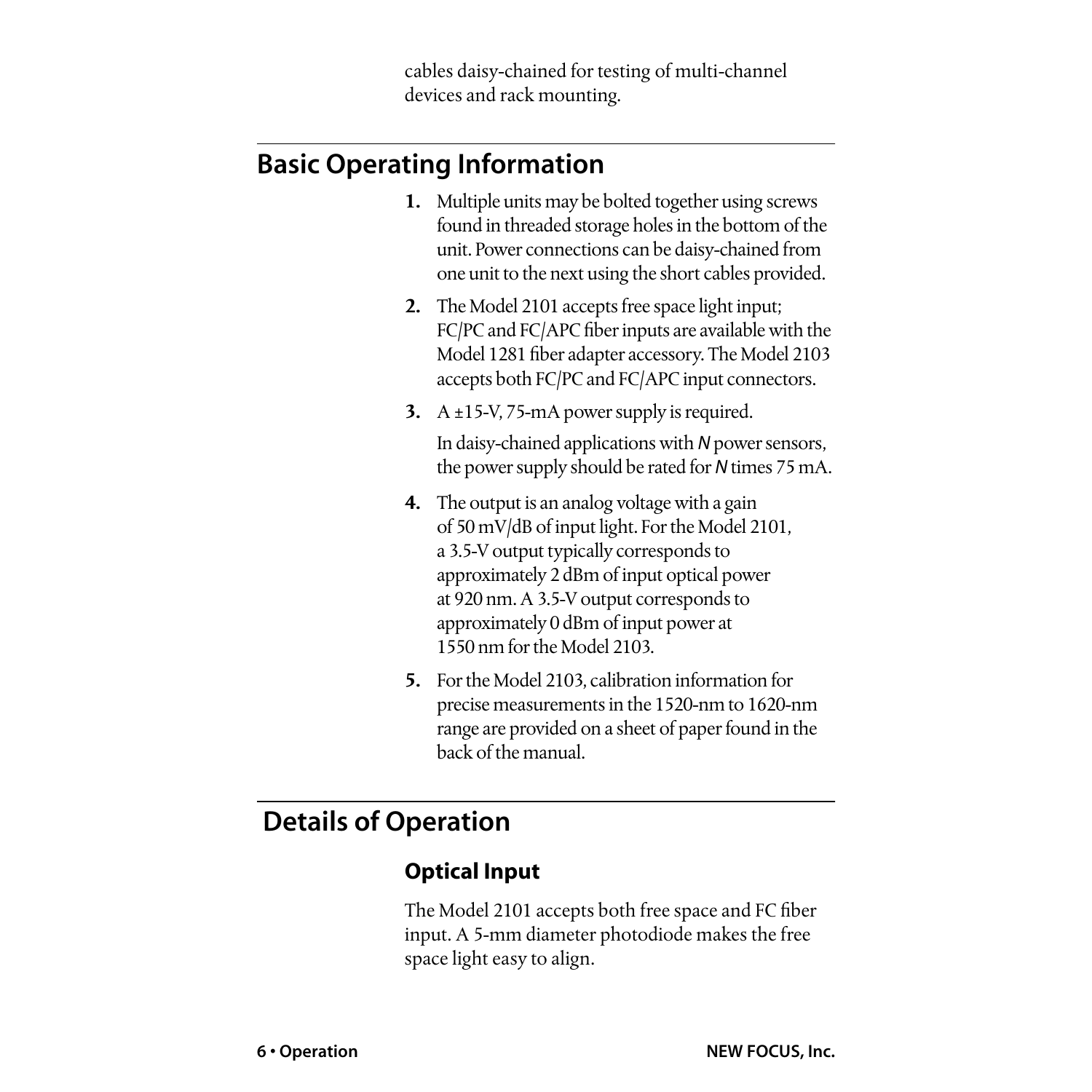cables daisy-chained for testing of multi-channel devices and rack mounting.

## Basic Operating Information

1. Multiple units may be bolted together using screws found in threaded storage holes in the bottom of the unit. Power connections can be daisy-chained from one unit to the next using the short cables provided.
2. The Model 2101 accepts free space light input; FC/PC and FC/APC fiber inputs are available with the Model 1281 fiber adapter accessory. The Model 2103 accepts both FC/PC and FC/APC input connectors.
3. A ±15-V, 75-mA power supply is required.

   In daisy-chained applications with *N* power sensors, the power supply should be rated for *N* times 75 mA.
4. The output is an analog voltage with a gain of 50 mV/dB of input light. For the Model 2101, a 3.5-V output typically corresponds to approximately 2 dBm of input optical power at 920 nm. A 3.5-V output corresponds to approximately 0 dBm of input power at 1550 nm for the Model 2103.
5. For the Model 2103, calibration information for precise measurements in the 1520-nm to 1620-nm range are provided on a sheet of paper found in the back of the manual.

## Details of Operation

### Optical Input

The Model 2101 accepts both free space and FC fiber input. A 5-mm diameter photodiode makes the free space light easy to align.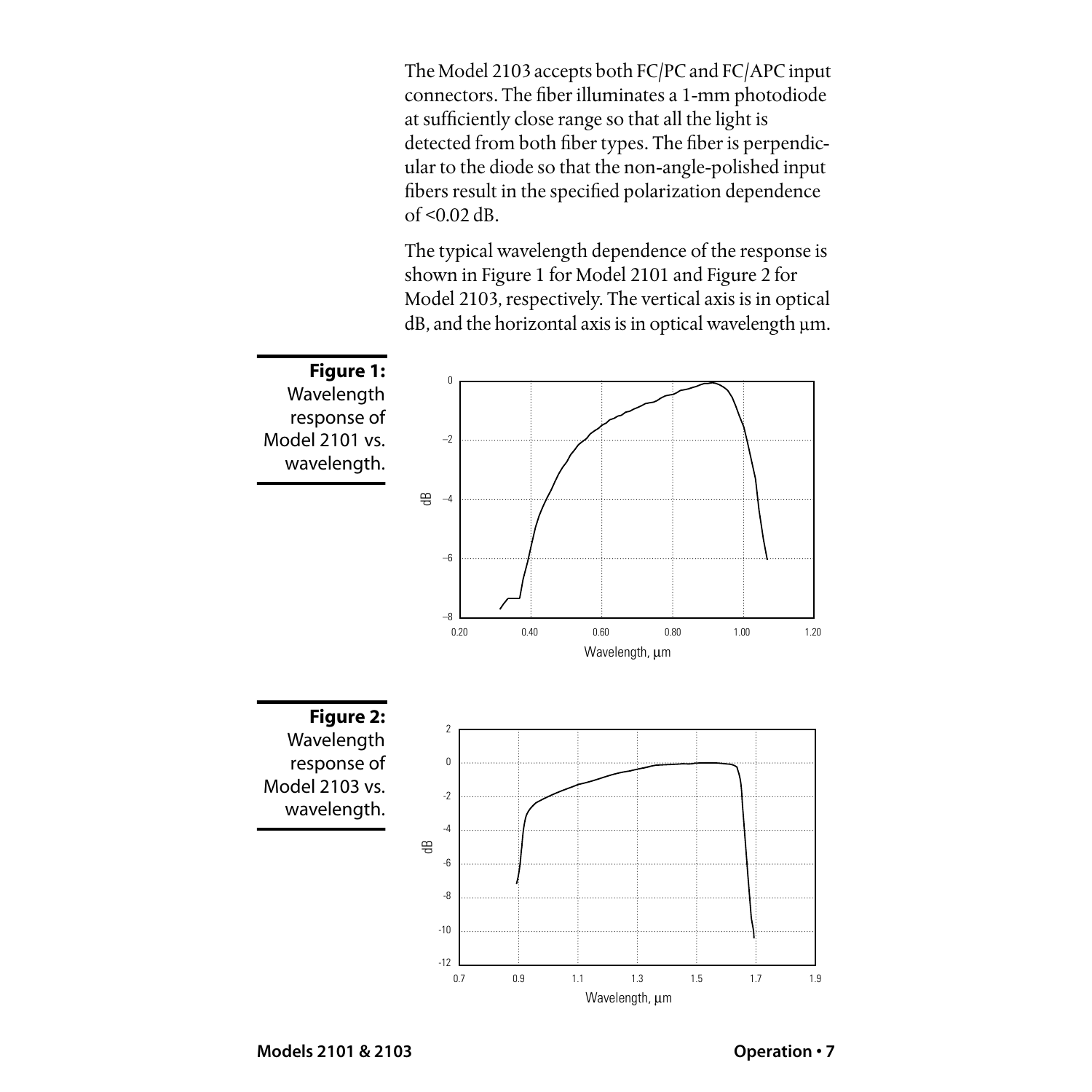The Model 2103 accepts both FC/PC and FC/APC input connectors. The fiber illuminates a 1-mm photodiode at sufficiently close range so that all the light is detected from both fiber types. The fiber is perpendicular to the diode so that the non-angle-polished input fibers result in the specified polarization dependence of <0.02 dB.

The typical wavelength dependence of the response is shown in Figure 1 for Model 2101 and Figure 2 for Model 2103, respectively. The vertical axis is in optical dB, and the horizontal axis is in optical wavelength μm.

**Figure 1:** Wavelength response of Model 2101 vs. wavelength.

**Figure 2:** Wavelength response of Model 2103 vs. wavelength.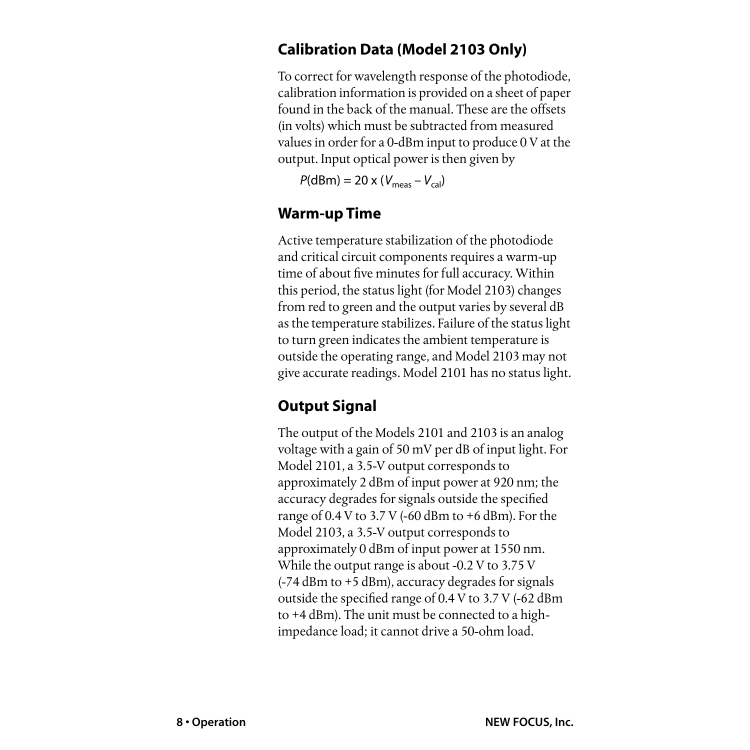## Calibration Data (Model 2103 Only)

To correct for wavelength response of the photodiode, calibration information is provided on a sheet of paper found in the back of the manual. These are the offsets (in volts) which must be subtracted from measured values in order for a 0-dBm input to produce 0 V at the output. Input optical power is then given by

$$P(\text{dBm}) = 20 \times (V_{meas} - V_{cal})$$

## Warm-up Time

Active temperature stabilization of the photodiode and critical circuit components requires a warm-up time of about five minutes for full accuracy. Within this period, the status light (for Model 2103) changes from red to green and the output varies by several dB as the temperature stabilizes. Failure of the status light to turn green indicates the ambient temperature is outside the operating range, and Model 2103 may not give accurate readings. Model 2101 has no status light.

## Output Signal

The output of the Models 2101 and 2103 is an analog voltage with a gain of 50 mV per dB of input light. For Model 2101, a 3.5-V output corresponds to approximately 2 dBm of input power at 920 nm; the accuracy degrades for signals outside the specified range of 0.4 V to 3.7 V (-60 dBm to +6 dBm). For the Model 2103, a 3.5-V output corresponds to approximately 0 dBm of input power at 1550 nm. While the output range is about -0.2 V to 3.75 V (-74 dBm to +5 dBm), accuracy degrades for signals outside the specified range of 0.4 V to 3.7 V (-62 dBm to +4 dBm). The unit must be connected to a high-impedance load; it cannot drive a 50-ohm load.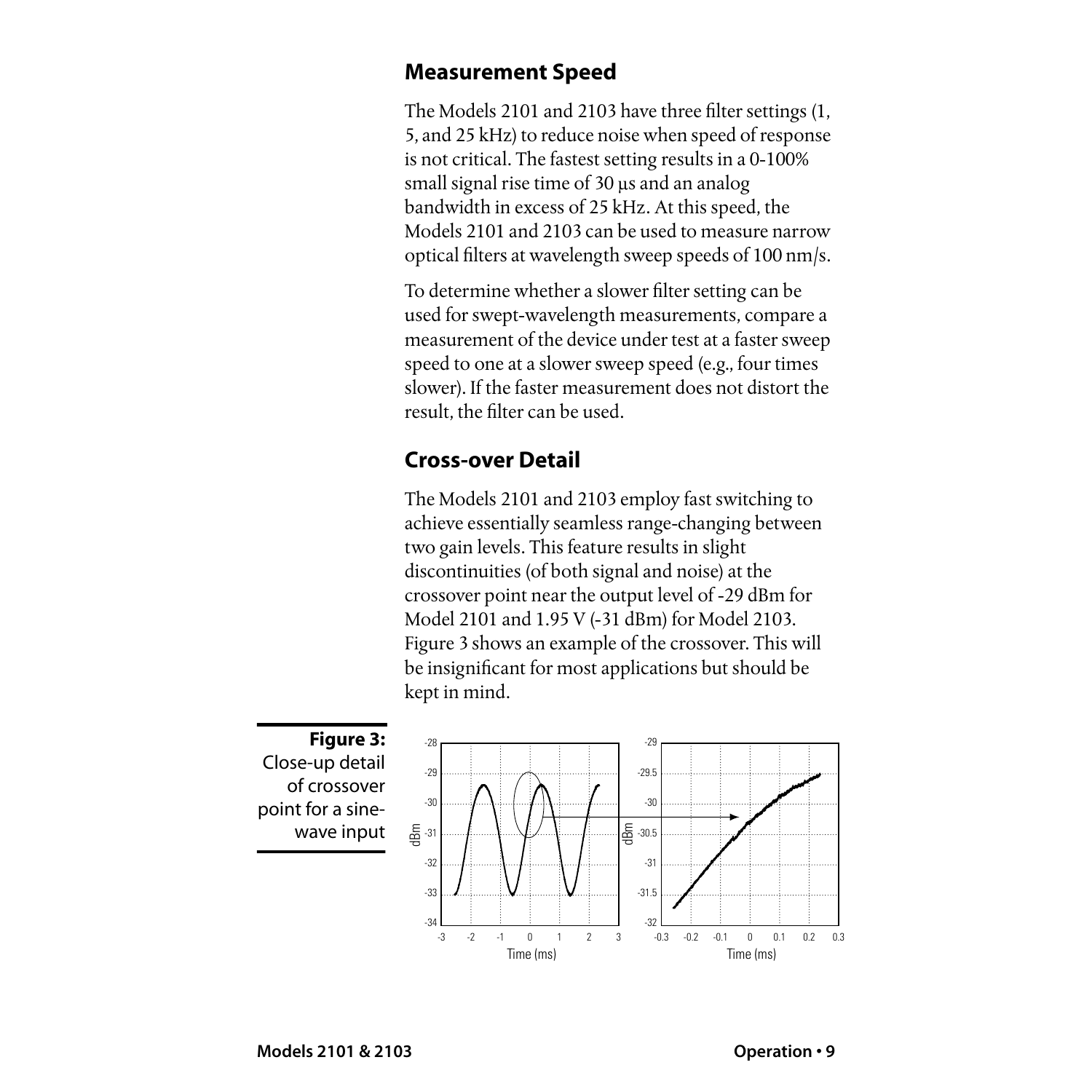## Measurement Speed

The Models 2101 and 2103 have three filter settings (1, 5, and 25 kHz) to reduce noise when speed of response is not critical. The fastest setting results in a 0-100% small signal rise time of 30 µs and an analog bandwidth in excess of 25 kHz. At this speed, the Models 2101 and 2103 can be used to measure narrow optical filters at wavelength sweep speeds of 100 nm/s.

To determine whether a slower filter setting can be used for swept-wavelength measurements, compare a measurement of the device under test at a faster sweep speed to one at a slower sweep speed (e.g., four times slower). If the faster measurement does not distort the result, the filter can be used.

## Cross-over Detail

The Models 2101 and 2103 employ fast switching to achieve essentially seamless range-changing between two gain levels. This feature results in slight discontinuities (of both signal and noise) at the crossover point near the output level of -29 dBm for Model 2101 and 1.95 V (-31 dBm) for Model 2103. Figure 3 shows an example of the crossover. This will be insignificant for most applications but should be kept in mind.

**Figure 3:** Close-up detail of crossover point for a sine-wave input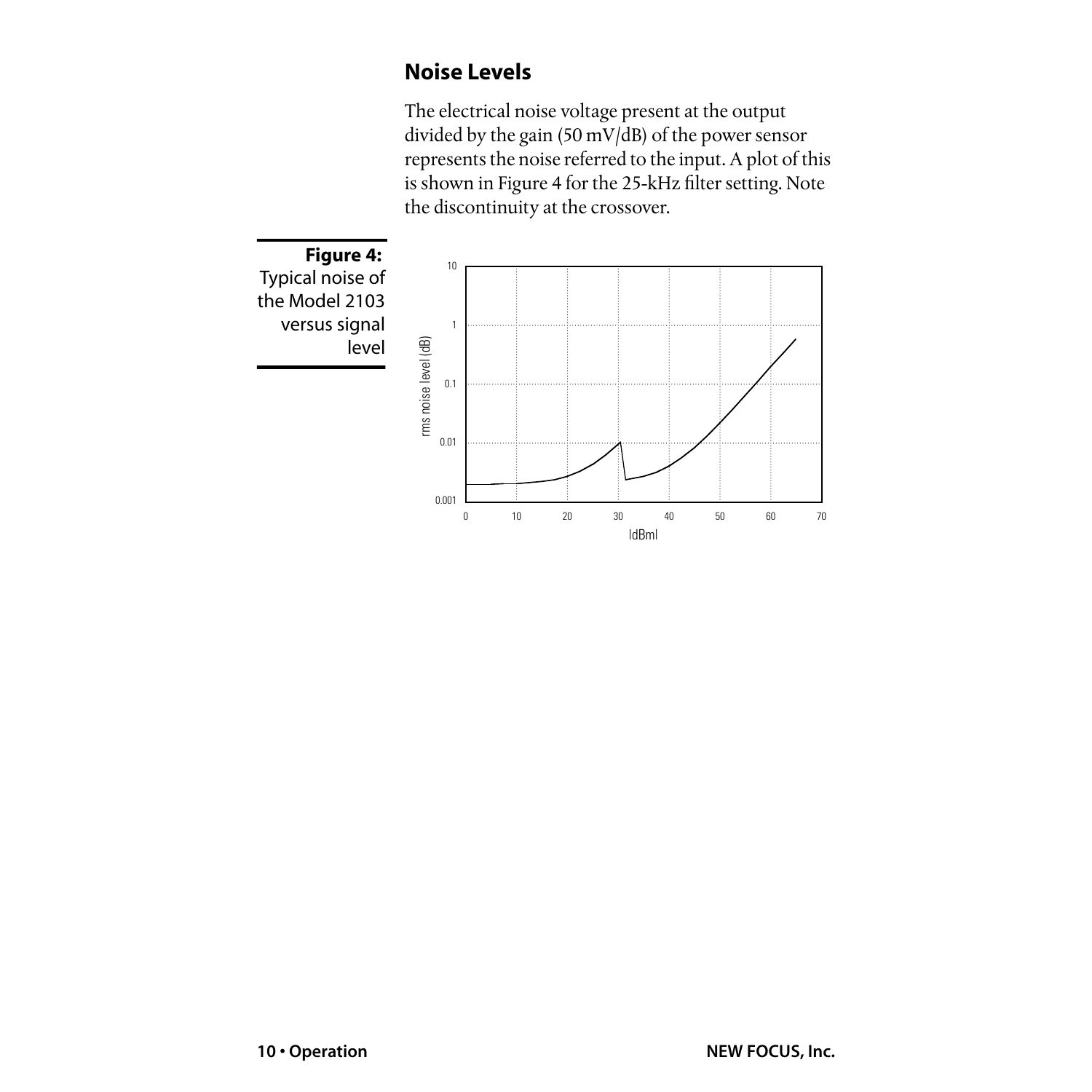## Noise Levels

The electrical noise voltage present at the output divided by the gain (50 mV/dB) of the power sensor represents the noise referred to the input. A plot of this is shown in Figure 4 for the 25-kHz filter setting. Note the discontinuity at the crossover.

**Figure 4:** Typical noise of the Model 2103 versus signal level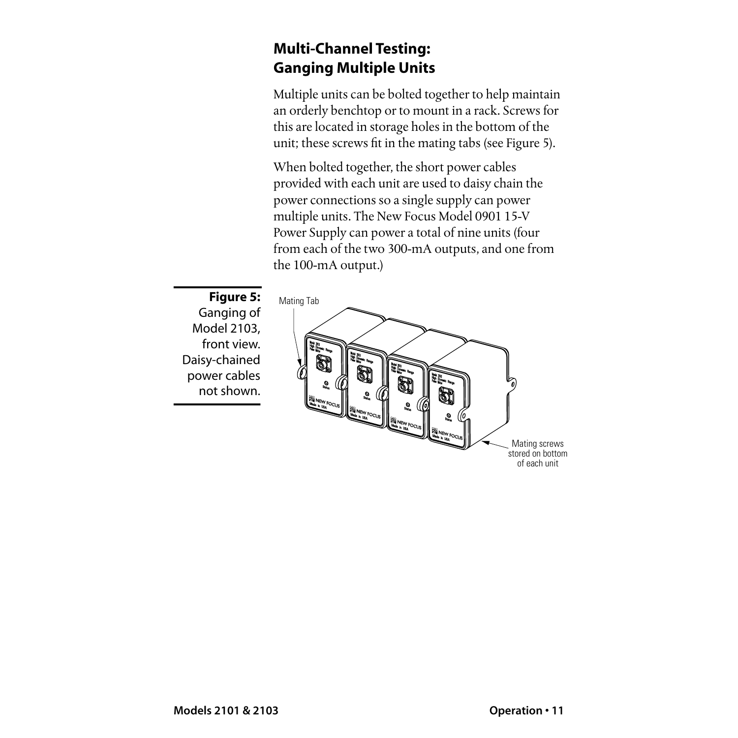## Multi-Channel Testing: Ganging Multiple Units

Multiple units can be bolted together to help maintain an orderly benchtop or to mount in a rack. Screws for this are located in storage holes in the bottom of the unit; these screws fit in the mating tabs (see Figure 5).

When bolted together, the short power cables provided with each unit are used to daisy chain the power connections so a single supply can power multiple units. The New Focus Model 0901 15-V Power Supply can power a total of nine units (four from each of the two 300-mA outputs, and one from the 100-mA output.)

**Figure 5:** Ganging of Model 2103, front view. Daisy-chained power cables not shown.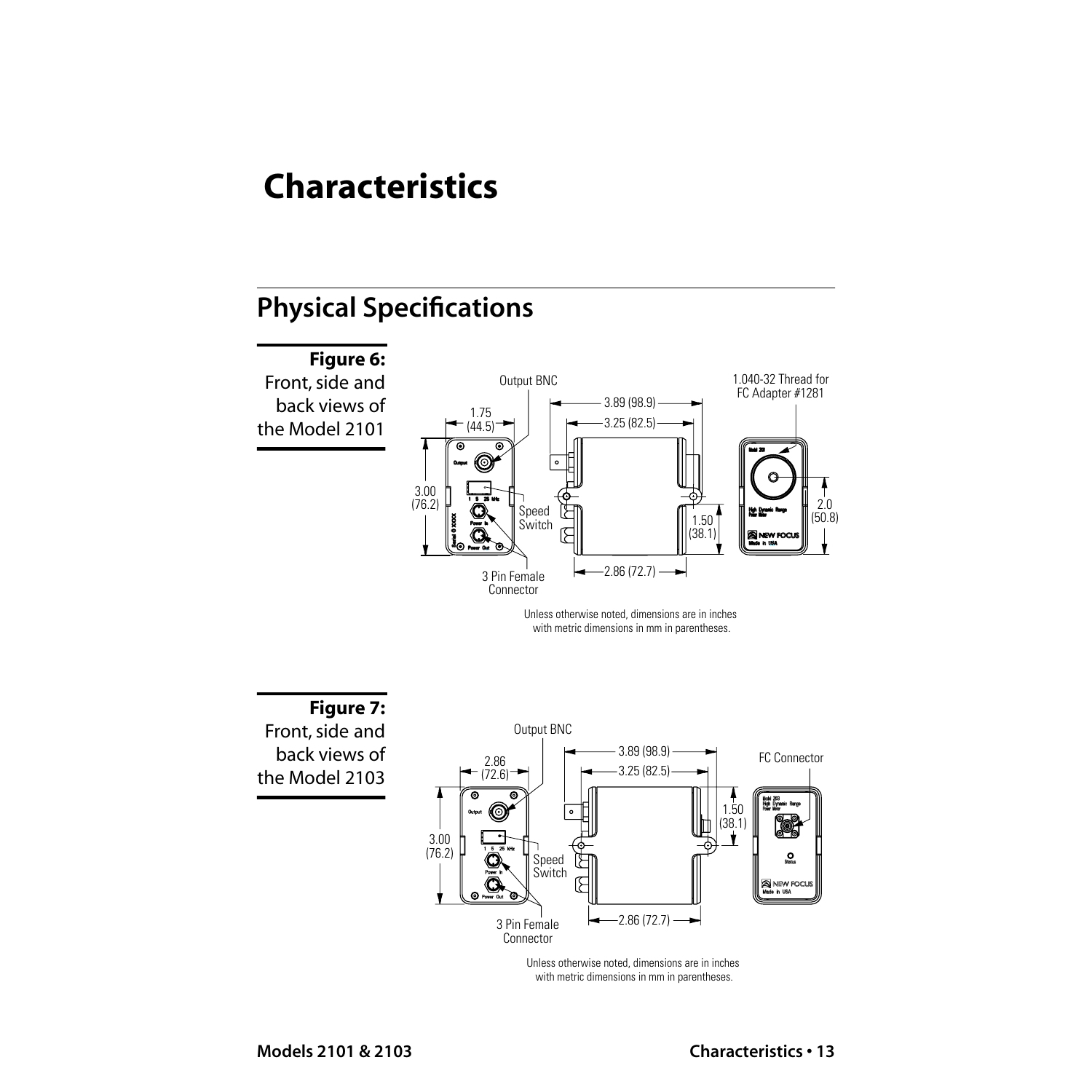# Characteristics

## Physical Specifications

**Figure 6:** Front, side and back views of the Model 2101

Unless otherwise noted, dimensions are in inches with metric dimensions in mm in parentheses.

**Figure 7:** Front, side and back views of the Model 2103

Unless otherwise noted, dimensions are in inches with metric dimensions in mm in parentheses.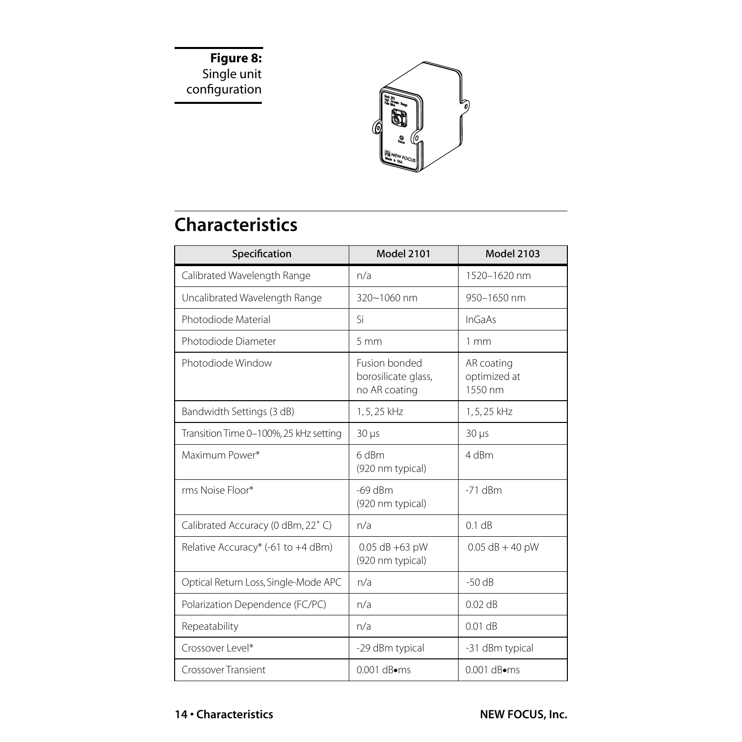**Figure 8:** Single unit configuration

## Characteristics

| Specification | Model 2101 | Model 2103 |
|---|---|---|
| Calibrated Wavelength Range | n/a | 1520–1620 nm |
| Uncalibrated Wavelength Range | 320~1060 nm | 950–1650 nm |
| Photodiode Material | Si | InGaAs |
| Photodiode Diameter | 5 mm | 1 mm |
| Photodiode Window | Fusion bonded borosilicate glass, no AR coating | AR coating optimized at 1550 nm |
| Bandwidth Settings (3 dB) | 1, 5, 25 kHz | 1, 5, 25 kHz |
| Transition Time 0–100%, 25 kHz setting | 30 µs | 30 µs |
| Maximum Power* | 6 dBm (920 nm typical) | 4 dBm |
| rms Noise Floor* | -69 dBm (920 nm typical) | -71 dBm |
| Calibrated Accuracy (0 dBm, 22˚ C) | n/a | 0.1 dB |
| Relative Accuracy* (-61 to +4 dBm) | 0.05 dB +63 pW (920 nm typical) | 0.05 dB + 40 pW |
| Optical Return Loss, Single-Mode APC | n/a | -50 dB |
| Polarization Dependence (FC/PC) | n/a | 0.02 dB |
| Repeatability | n/a | 0.01 dB |
| Crossover Level* | -29 dBm typical | -31 dBm typical |
| Crossover Transient | 0.001 dB•ms | 0.001 dB•ms |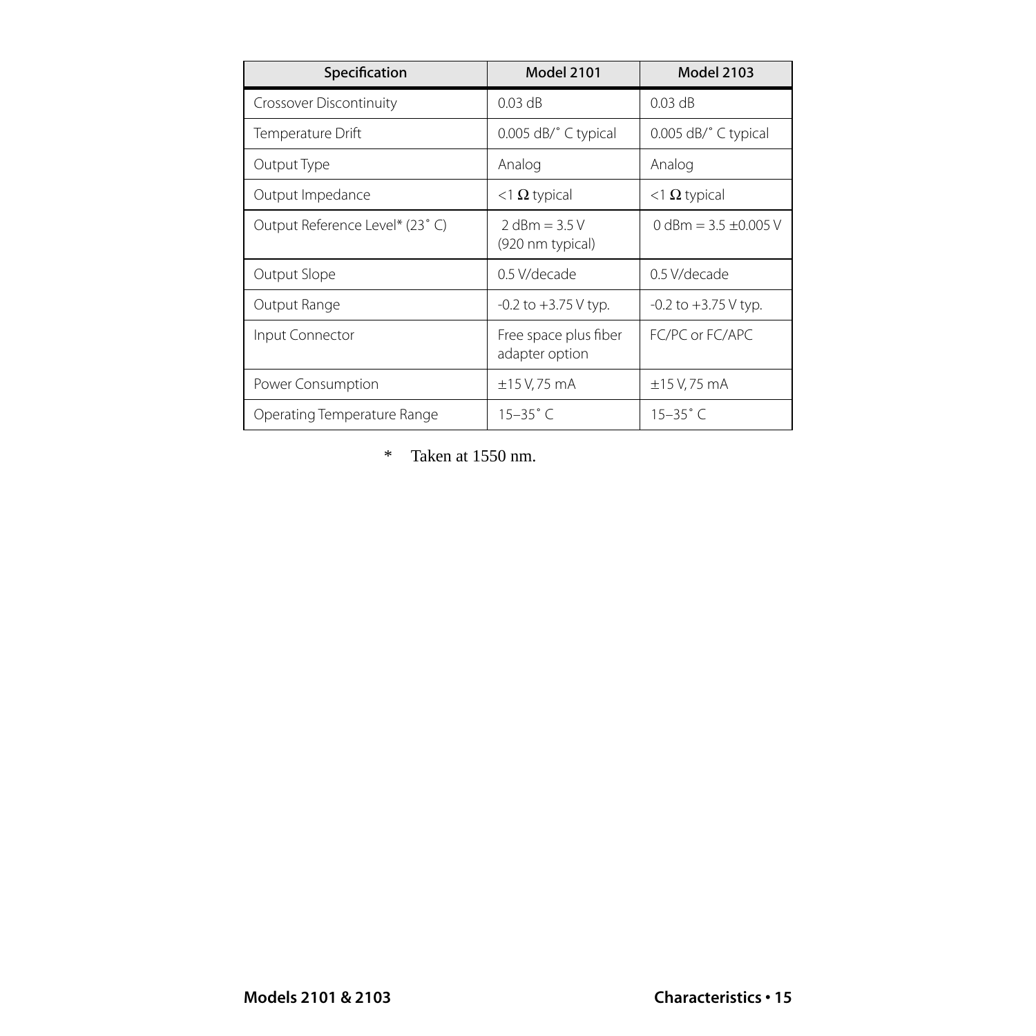| Specification | Model 2101 | Model 2103 |
|---|---|---|
| Crossover Discontinuity | 0.03 dB | 0.03 dB |
| Temperature Drift | 0.005 dB/˚ C typical | 0.005 dB/˚ C typical |
| Output Type | Analog | Analog |
| Output Impedance | <1 Ω typical | <1 Ω typical |
| Output Reference Level* (23˚ C) | 2 dBm = 3.5 V (920 nm typical) | 0 dBm = 3.5 ±0.005 V |
| Output Slope | 0.5 V/decade | 0.5 V/decade |
| Output Range | -0.2 to +3.75 V typ. | -0.2 to +3.75 V typ. |
| Input Connector | Free space plus fiber adapter option | FC/PC or FC/APC |
| Power Consumption | ±15 V, 75 mA | ±15 V, 75 mA |
| Operating Temperature Range | 15–35˚ C | 15–35˚ C |

\* Taken at 1550 nm.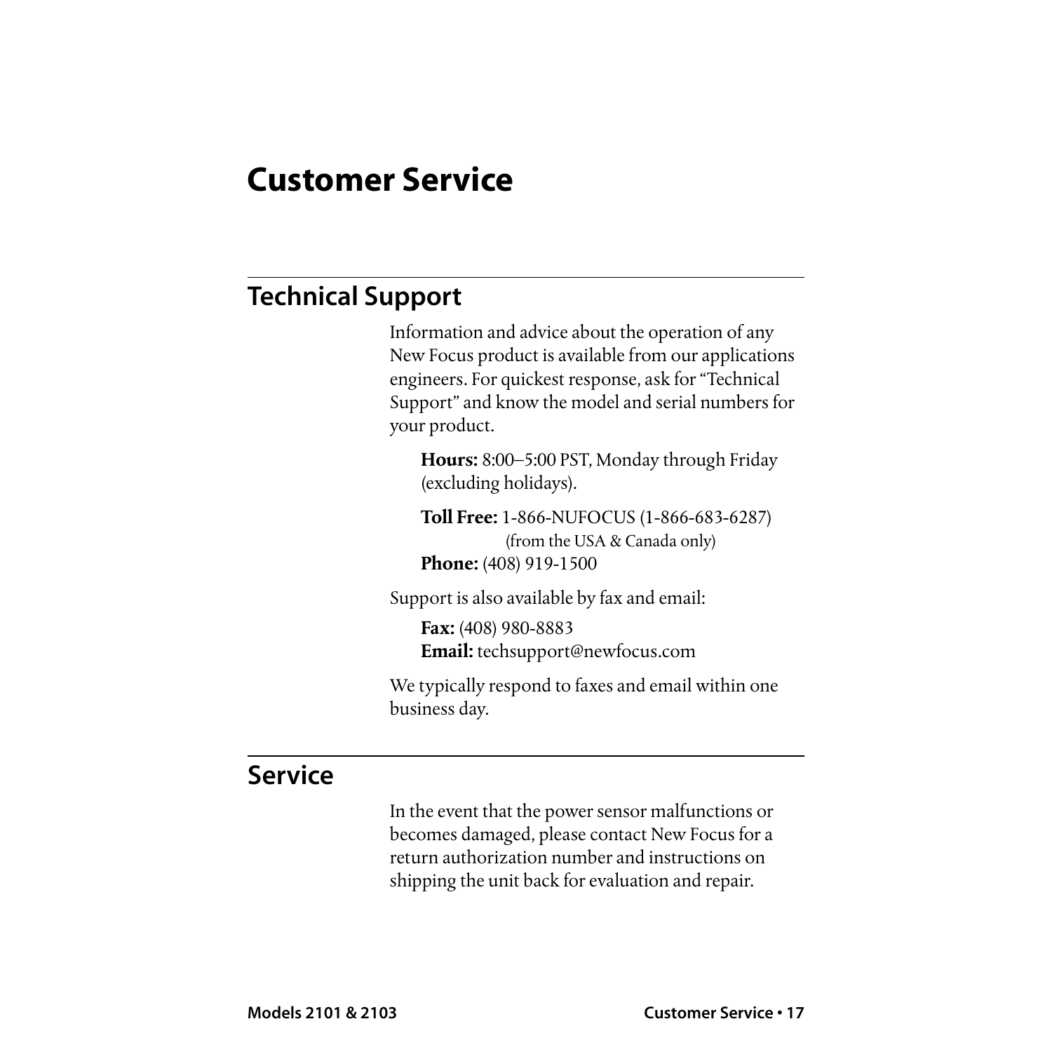# Customer Service

## Technical Support

Information and advice about the operation of any New Focus product is available from our applications engineers. For quickest response, ask for "Technical Support" and know the model and serial numbers for your product.

**Hours:** 8:00–5:00 PST, Monday through Friday (excluding holidays).

**Toll Free:** 1-866-NUFOCUS (1-866-683-6287)
(from the USA & Canada only)
**Phone:** (408) 919-1500

Support is also available by fax and email:

**Fax:** (408) 980-8883
**Email:** techsupport@newfocus.com

We typically respond to faxes and email within one business day.

## Service

In the event that the power sensor malfunctions or becomes damaged, please contact New Focus for a return authorization number and instructions on shipping the unit back for evaluation and repair.